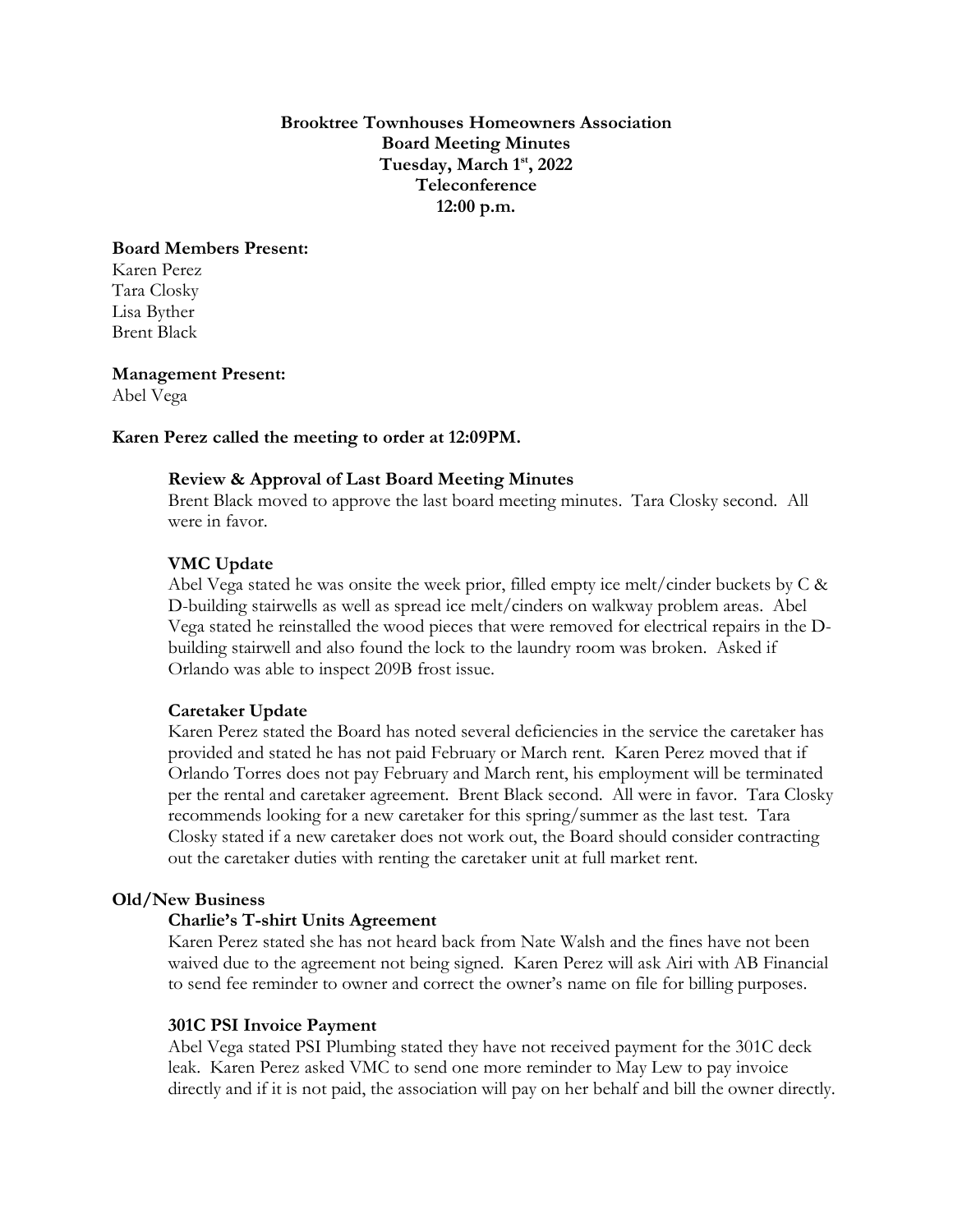**Brooktree Townhouses Homeowners Association**
**Board Meeting Minutes**
**Tuesday, March 1st, 2022**
**Teleconference**
**12:00 p.m.**

**Board Members Present:**
Karen Perez
Tara Closky
Lisa Byther
Brent Black

**Management Present:**
Abel Vega

**Karen Perez called the meeting to order at 12:09PM.**

**Review & Approval of Last Board Meeting Minutes**

Brent Black moved to approve the last board meeting minutes. Tara Closky second. All were in favor.

**VMC Update**

Abel Vega stated he was onsite the week prior, filled empty ice melt/cinder buckets by C & D-building stairwells as well as spread ice melt/cinders on walkway problem areas. Abel Vega stated he reinstalled the wood pieces that were removed for electrical repairs in the D-building stairwell and also found the lock to the laundry room was broken. Asked if Orlando was able to inspect 209B frost issue.

**Caretaker Update**

Karen Perez stated the Board has noted several deficiencies in the service the caretaker has provided and stated he has not paid February or March rent. Karen Perez moved that if Orlando Torres does not pay February and March rent, his employment will be terminated per the rental and caretaker agreement. Brent Black second. All were in favor. Tara Closky recommends looking for a new caretaker for this spring/summer as the last test. Tara Closky stated if a new caretaker does not work out, the Board should consider contracting out the caretaker duties with renting the caretaker unit at full market rent.

**Old/New Business**

**Charlie's T-shirt Units Agreement**

Karen Perez stated she has not heard back from Nate Walsh and the fines have not been waived due to the agreement not being signed. Karen Perez will ask Airi with AB Financial to send fee reminder to owner and correct the owner's name on file for billing purposes.

**301C PSI Invoice Payment**

Abel Vega stated PSI Plumbing stated they have not received payment for the 301C deck leak. Karen Perez asked VMC to send one more reminder to May Lew to pay invoice directly and if it is not paid, the association will pay on her behalf and bill the owner directly.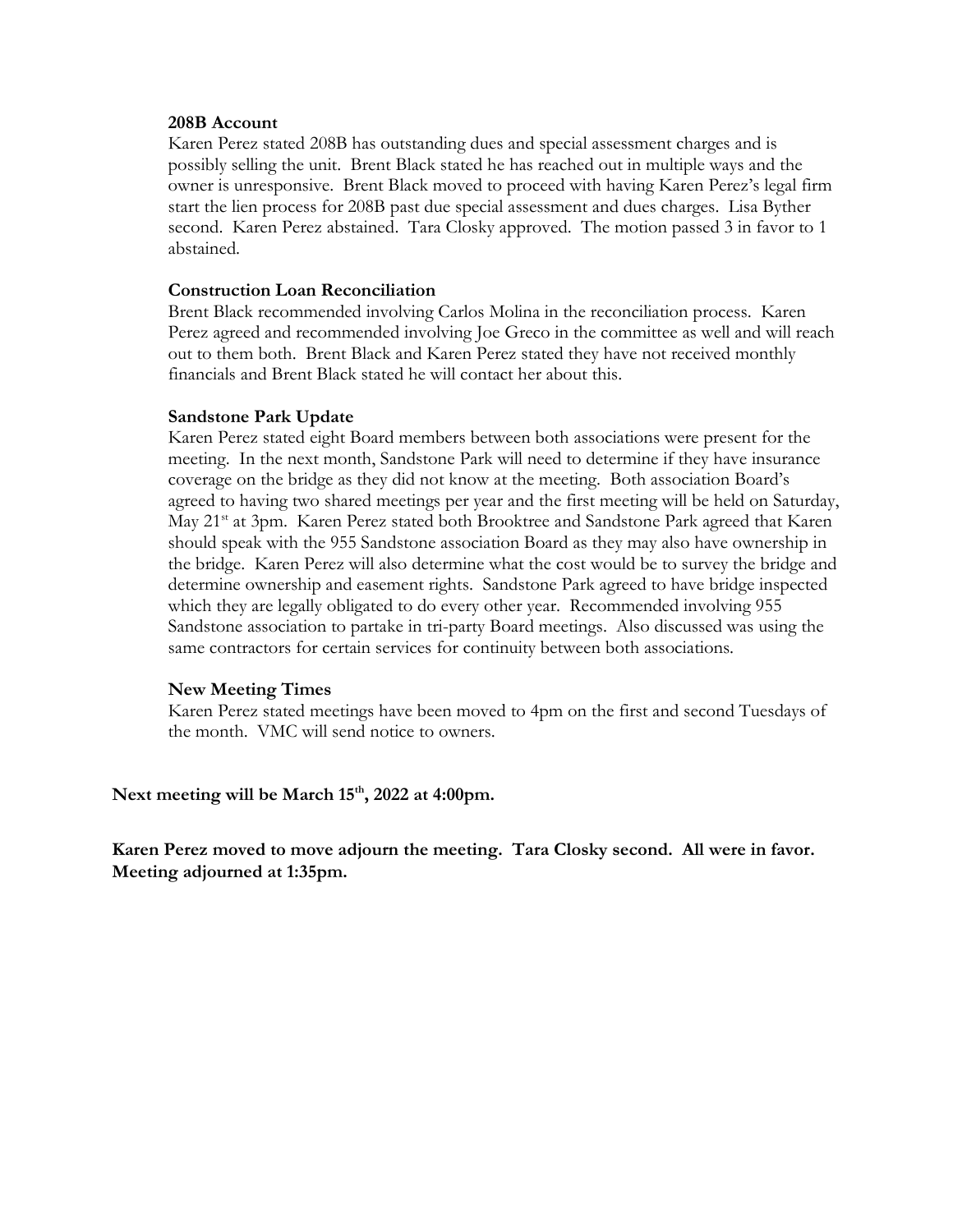**208B Account**

Karen Perez stated 208B has outstanding dues and special assessment charges and is possibly selling the unit. Brent Black stated he has reached out in multiple ways and the owner is unresponsive. Brent Black moved to proceed with having Karen Perez's legal firm start the lien process for 208B past due special assessment and dues charges. Lisa Byther second. Karen Perez abstained. Tara Closky approved. The motion passed 3 in favor to 1 abstained.

**Construction Loan Reconciliation**

Brent Black recommended involving Carlos Molina in the reconciliation process. Karen Perez agreed and recommended involving Joe Greco in the committee as well and will reach out to them both. Brent Black and Karen Perez stated they have not received monthly financials and Brent Black stated he will contact her about this.

**Sandstone Park Update**

Karen Perez stated eight Board members between both associations were present for the meeting. In the next month, Sandstone Park will need to determine if they have insurance coverage on the bridge as they did not know at the meeting. Both association Board's agreed to having two shared meetings per year and the first meeting will be held on Saturday, May 21st at 3pm. Karen Perez stated both Brooktree and Sandstone Park agreed that Karen should speak with the 955 Sandstone association Board as they may also have ownership in the bridge. Karen Perez will also determine what the cost would be to survey the bridge and determine ownership and easement rights. Sandstone Park agreed to have bridge inspected which they are legally obligated to do every other year. Recommended involving 955 Sandstone association to partake in tri-party Board meetings. Also discussed was using the same contractors for certain services for continuity between both associations.

**New Meeting Times**

Karen Perez stated meetings have been moved to 4pm on the first and second Tuesdays of the month. VMC will send notice to owners.

**Next meeting will be March 15th, 2022 at 4:00pm.**

**Karen Perez moved to move adjourn the meeting. Tara Closky second. All were in favor. Meeting adjourned at 1:35pm.**